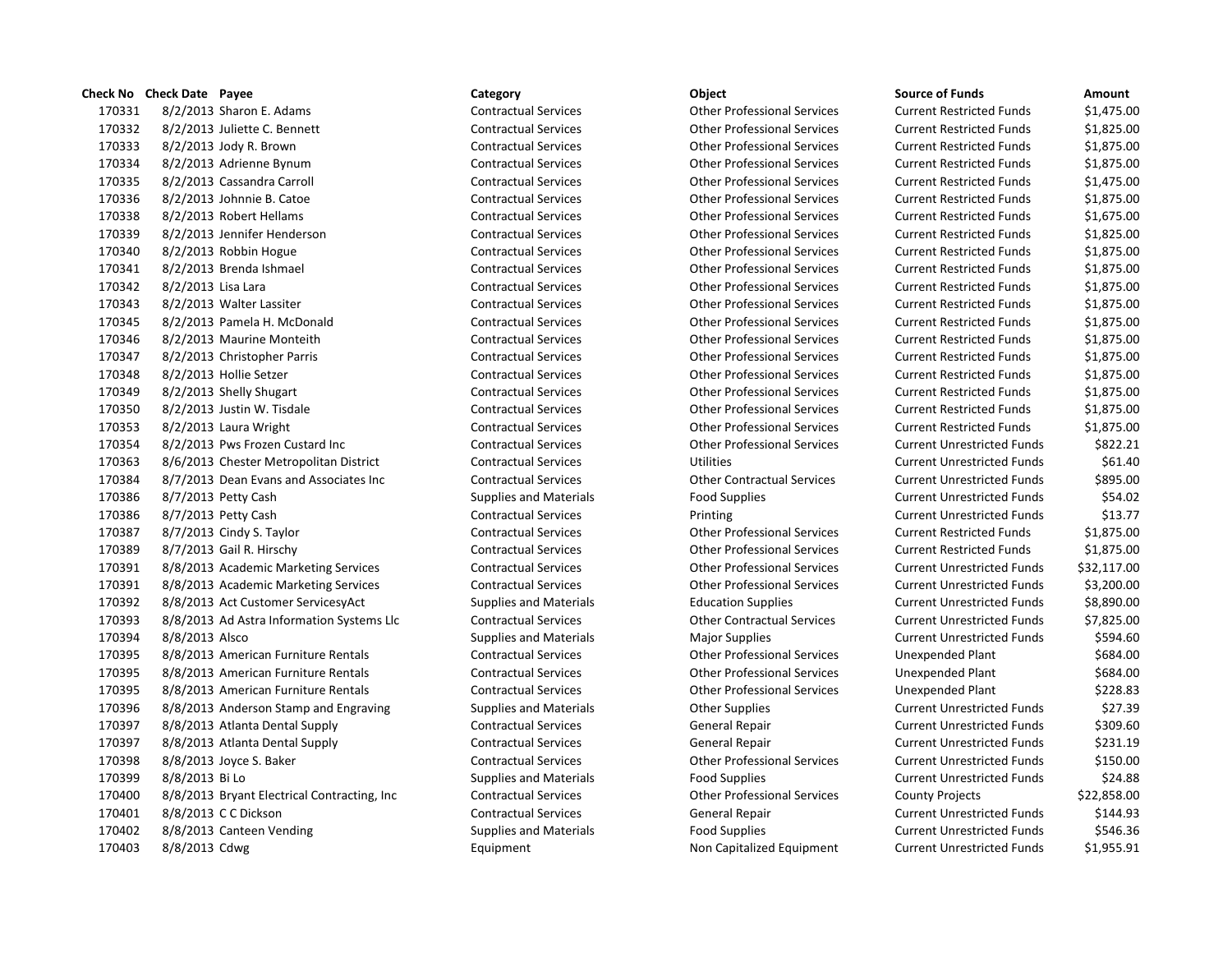| Check No | Check Date | Payee | Category | Object | Source of Funds | Amount |
|---|---|---|---|---|---|---|
| 170331 | 8/2/2013 | Sharon E. Adams | Contractual Services | Other Professional Services | Current Restricted Funds | $1,475.00 |
| 170332 | 8/2/2013 | Juliette C. Bennett | Contractual Services | Other Professional Services | Current Restricted Funds | $1,825.00 |
| 170333 | 8/2/2013 | Jody R. Brown | Contractual Services | Other Professional Services | Current Restricted Funds | $1,875.00 |
| 170334 | 8/2/2013 | Adrienne Bynum | Contractual Services | Other Professional Services | Current Restricted Funds | $1,875.00 |
| 170335 | 8/2/2013 | Cassandra Carroll | Contractual Services | Other Professional Services | Current Restricted Funds | $1,475.00 |
| 170336 | 8/2/2013 | Johnnie B. Catoe | Contractual Services | Other Professional Services | Current Restricted Funds | $1,875.00 |
| 170338 | 8/2/2013 | Robert Hellams | Contractual Services | Other Professional Services | Current Restricted Funds | $1,675.00 |
| 170339 | 8/2/2013 | Jennifer Henderson | Contractual Services | Other Professional Services | Current Restricted Funds | $1,825.00 |
| 170340 | 8/2/2013 | Robbin Hogue | Contractual Services | Other Professional Services | Current Restricted Funds | $1,875.00 |
| 170341 | 8/2/2013 | Brenda Ishmael | Contractual Services | Other Professional Services | Current Restricted Funds | $1,875.00 |
| 170342 | 8/2/2013 | Lisa Lara | Contractual Services | Other Professional Services | Current Restricted Funds | $1,875.00 |
| 170343 | 8/2/2013 | Walter Lassiter | Contractual Services | Other Professional Services | Current Restricted Funds | $1,875.00 |
| 170345 | 8/2/2013 | Pamela H. McDonald | Contractual Services | Other Professional Services | Current Restricted Funds | $1,875.00 |
| 170346 | 8/2/2013 | Maurine Monteith | Contractual Services | Other Professional Services | Current Restricted Funds | $1,875.00 |
| 170347 | 8/2/2013 | Christopher Parris | Contractual Services | Other Professional Services | Current Restricted Funds | $1,875.00 |
| 170348 | 8/2/2013 | Hollie Setzer | Contractual Services | Other Professional Services | Current Restricted Funds | $1,875.00 |
| 170349 | 8/2/2013 | Shelly Shugart | Contractual Services | Other Professional Services | Current Restricted Funds | $1,875.00 |
| 170350 | 8/2/2013 | Justin W. Tisdale | Contractual Services | Other Professional Services | Current Restricted Funds | $1,875.00 |
| 170353 | 8/2/2013 | Laura Wright | Contractual Services | Other Professional Services | Current Restricted Funds | $1,875.00 |
| 170354 | 8/2/2013 | Pws Frozen Custard Inc | Contractual Services | Other Professional Services | Current Unrestricted Funds | $822.21 |
| 170363 | 8/6/2013 | Chester Metropolitan District | Contractual Services | Utilities | Current Unrestricted Funds | $61.40 |
| 170384 | 8/7/2013 | Dean Evans and Associates Inc | Contractual Services | Other Contractual Services | Current Unrestricted Funds | $895.00 |
| 170386 | 8/7/2013 | Petty Cash | Supplies and Materials | Food Supplies | Current Unrestricted Funds | $54.02 |
| 170386 | 8/7/2013 | Petty Cash | Contractual Services | Printing | Current Unrestricted Funds | $13.77 |
| 170387 | 8/7/2013 | Cindy S. Taylor | Contractual Services | Other Professional Services | Current Restricted Funds | $1,875.00 |
| 170389 | 8/7/2013 | Gail R. Hirschy | Contractual Services | Other Professional Services | Current Restricted Funds | $1,875.00 |
| 170391 | 8/8/2013 | Academic Marketing Services | Contractual Services | Other Professional Services | Current Unrestricted Funds | $32,117.00 |
| 170391 | 8/8/2013 | Academic Marketing Services | Contractual Services | Other Professional Services | Current Unrestricted Funds | $3,200.00 |
| 170392 | 8/8/2013 | Act Customer ServicesyAct | Supplies and Materials | Education Supplies | Current Unrestricted Funds | $8,890.00 |
| 170393 | 8/8/2013 | Ad Astra Information Systems Llc | Contractual Services | Other Contractual Services | Current Unrestricted Funds | $7,825.00 |
| 170394 | 8/8/2013 | Alsco | Supplies and Materials | Major Supplies | Current Unrestricted Funds | $594.60 |
| 170395 | 8/8/2013 | American Furniture Rentals | Contractual Services | Other Professional Services | Unexpended Plant | $684.00 |
| 170395 | 8/8/2013 | American Furniture Rentals | Contractual Services | Other Professional Services | Unexpended Plant | $684.00 |
| 170395 | 8/8/2013 | American Furniture Rentals | Contractual Services | Other Professional Services | Unexpended Plant | $228.83 |
| 170396 | 8/8/2013 | Anderson Stamp and Engraving | Supplies and Materials | Other Supplies | Current Unrestricted Funds | $27.39 |
| 170397 | 8/8/2013 | Atlanta Dental Supply | Contractual Services | General Repair | Current Unrestricted Funds | $309.60 |
| 170397 | 8/8/2013 | Atlanta Dental Supply | Contractual Services | General Repair | Current Unrestricted Funds | $231.19 |
| 170398 | 8/8/2013 | Joyce S. Baker | Contractual Services | Other Professional Services | Current Unrestricted Funds | $150.00 |
| 170399 | 8/8/2013 | Bi Lo | Supplies and Materials | Food Supplies | Current Unrestricted Funds | $24.88 |
| 170400 | 8/8/2013 | Bryant Electrical Contracting, Inc | Contractual Services | Other Professional Services | County Projects | $22,858.00 |
| 170401 | 8/8/2013 | C C Dickson | Contractual Services | General Repair | Current Unrestricted Funds | $144.93 |
| 170402 | 8/8/2013 | Canteen Vending | Supplies and Materials | Food Supplies | Current Unrestricted Funds | $546.36 |
| 170403 | 8/8/2013 | Cdwg | Equipment | Non Capitalized Equipment | Current Unrestricted Funds | $1,955.91 |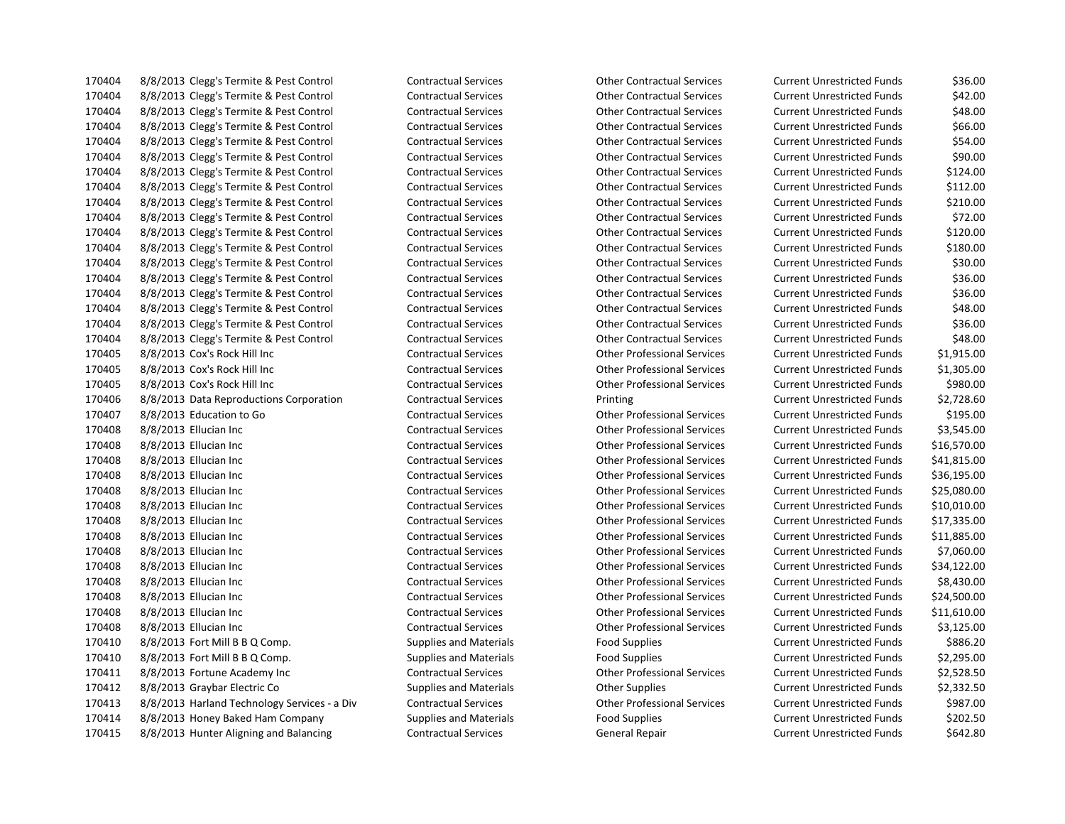| | | | | | | |
|---|---|---|---|---|---|---|
| 170404 | 8/8/2013 | Clegg's Termite & Pest Control | Contractual Services | Other Contractual Services | Current Unrestricted Funds | $36.00 |
| 170404 | 8/8/2013 | Clegg's Termite & Pest Control | Contractual Services | Other Contractual Services | Current Unrestricted Funds | $42.00 |
| 170404 | 8/8/2013 | Clegg's Termite & Pest Control | Contractual Services | Other Contractual Services | Current Unrestricted Funds | $48.00 |
| 170404 | 8/8/2013 | Clegg's Termite & Pest Control | Contractual Services | Other Contractual Services | Current Unrestricted Funds | $66.00 |
| 170404 | 8/8/2013 | Clegg's Termite & Pest Control | Contractual Services | Other Contractual Services | Current Unrestricted Funds | $54.00 |
| 170404 | 8/8/2013 | Clegg's Termite & Pest Control | Contractual Services | Other Contractual Services | Current Unrestricted Funds | $90.00 |
| 170404 | 8/8/2013 | Clegg's Termite & Pest Control | Contractual Services | Other Contractual Services | Current Unrestricted Funds | $124.00 |
| 170404 | 8/8/2013 | Clegg's Termite & Pest Control | Contractual Services | Other Contractual Services | Current Unrestricted Funds | $112.00 |
| 170404 | 8/8/2013 | Clegg's Termite & Pest Control | Contractual Services | Other Contractual Services | Current Unrestricted Funds | $210.00 |
| 170404 | 8/8/2013 | Clegg's Termite & Pest Control | Contractual Services | Other Contractual Services | Current Unrestricted Funds | $72.00 |
| 170404 | 8/8/2013 | Clegg's Termite & Pest Control | Contractual Services | Other Contractual Services | Current Unrestricted Funds | $120.00 |
| 170404 | 8/8/2013 | Clegg's Termite & Pest Control | Contractual Services | Other Contractual Services | Current Unrestricted Funds | $180.00 |
| 170404 | 8/8/2013 | Clegg's Termite & Pest Control | Contractual Services | Other Contractual Services | Current Unrestricted Funds | $30.00 |
| 170404 | 8/8/2013 | Clegg's Termite & Pest Control | Contractual Services | Other Contractual Services | Current Unrestricted Funds | $36.00 |
| 170404 | 8/8/2013 | Clegg's Termite & Pest Control | Contractual Services | Other Contractual Services | Current Unrestricted Funds | $36.00 |
| 170404 | 8/8/2013 | Clegg's Termite & Pest Control | Contractual Services | Other Contractual Services | Current Unrestricted Funds | $48.00 |
| 170404 | 8/8/2013 | Clegg's Termite & Pest Control | Contractual Services | Other Contractual Services | Current Unrestricted Funds | $36.00 |
| 170404 | 8/8/2013 | Clegg's Termite & Pest Control | Contractual Services | Other Contractual Services | Current Unrestricted Funds | $48.00 |
| 170405 | 8/8/2013 | Cox's Rock Hill Inc | Contractual Services | Other Professional Services | Current Unrestricted Funds | $1,915.00 |
| 170405 | 8/8/2013 | Cox's Rock Hill Inc | Contractual Services | Other Professional Services | Current Unrestricted Funds | $1,305.00 |
| 170405 | 8/8/2013 | Cox's Rock Hill Inc | Contractual Services | Other Professional Services | Current Unrestricted Funds | $980.00 |
| 170406 | 8/8/2013 | Data Reproductions Corporation | Contractual Services | Printing | Current Unrestricted Funds | $2,728.60 |
| 170407 | 8/8/2013 | Education to Go | Contractual Services | Other Professional Services | Current Unrestricted Funds | $195.00 |
| 170408 | 8/8/2013 | Ellucian Inc | Contractual Services | Other Professional Services | Current Unrestricted Funds | $3,545.00 |
| 170408 | 8/8/2013 | Ellucian Inc | Contractual Services | Other Professional Services | Current Unrestricted Funds | $16,570.00 |
| 170408 | 8/8/2013 | Ellucian Inc | Contractual Services | Other Professional Services | Current Unrestricted Funds | $41,815.00 |
| 170408 | 8/8/2013 | Ellucian Inc | Contractual Services | Other Professional Services | Current Unrestricted Funds | $36,195.00 |
| 170408 | 8/8/2013 | Ellucian Inc | Contractual Services | Other Professional Services | Current Unrestricted Funds | $25,080.00 |
| 170408 | 8/8/2013 | Ellucian Inc | Contractual Services | Other Professional Services | Current Unrestricted Funds | $10,010.00 |
| 170408 | 8/8/2013 | Ellucian Inc | Contractual Services | Other Professional Services | Current Unrestricted Funds | $17,335.00 |
| 170408 | 8/8/2013 | Ellucian Inc | Contractual Services | Other Professional Services | Current Unrestricted Funds | $11,885.00 |
| 170408 | 8/8/2013 | Ellucian Inc | Contractual Services | Other Professional Services | Current Unrestricted Funds | $7,060.00 |
| 170408 | 8/8/2013 | Ellucian Inc | Contractual Services | Other Professional Services | Current Unrestricted Funds | $34,122.00 |
| 170408 | 8/8/2013 | Ellucian Inc | Contractual Services | Other Professional Services | Current Unrestricted Funds | $8,430.00 |
| 170408 | 8/8/2013 | Ellucian Inc | Contractual Services | Other Professional Services | Current Unrestricted Funds | $24,500.00 |
| 170408 | 8/8/2013 | Ellucian Inc | Contractual Services | Other Professional Services | Current Unrestricted Funds | $11,610.00 |
| 170408 | 8/8/2013 | Ellucian Inc | Contractual Services | Other Professional Services | Current Unrestricted Funds | $3,125.00 |
| 170410 | 8/8/2013 | Fort Mill B B Q Comp. | Supplies and Materials | Food Supplies | Current Unrestricted Funds | $886.20 |
| 170410 | 8/8/2013 | Fort Mill B B Q Comp. | Supplies and Materials | Food Supplies | Current Unrestricted Funds | $2,295.00 |
| 170411 | 8/8/2013 | Fortune Academy Inc | Contractual Services | Other Professional Services | Current Unrestricted Funds | $2,528.50 |
| 170412 | 8/8/2013 | Graybar Electric Co | Supplies and Materials | Other Supplies | Current Unrestricted Funds | $2,332.50 |
| 170413 | 8/8/2013 | Harland Technology Services - a Div | Contractual Services | Other Professional Services | Current Unrestricted Funds | $987.00 |
| 170414 | 8/8/2013 | Honey Baked Ham Company | Supplies and Materials | Food Supplies | Current Unrestricted Funds | $202.50 |
| 170415 | 8/8/2013 | Hunter Aligning and Balancing | Contractual Services | General Repair | Current Unrestricted Funds | $642.80 |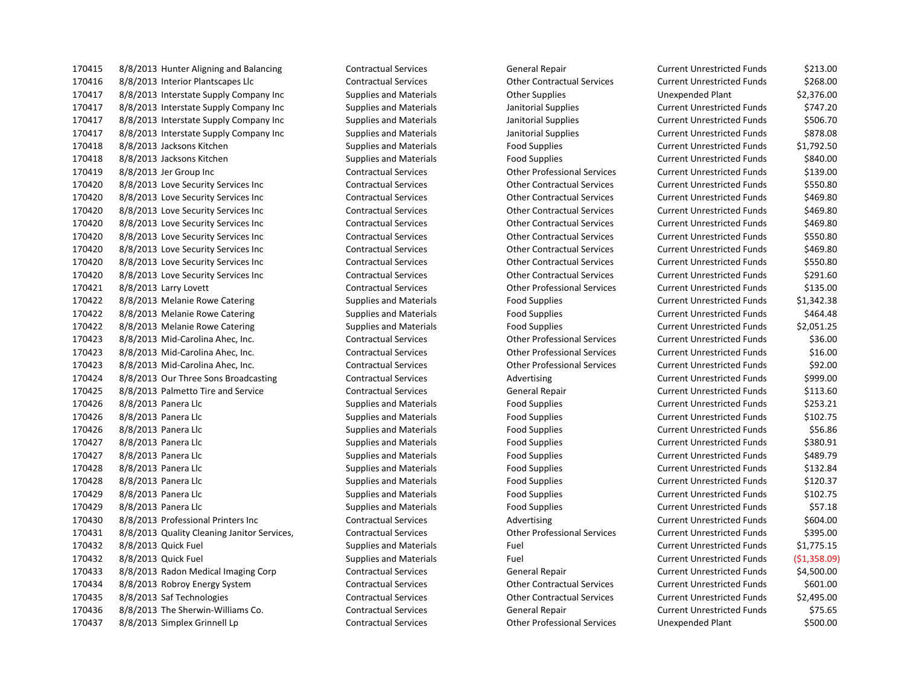| | | | | | | |
|---|---|---|---|---|---|---|
| 170415 | 8/8/2013 | Hunter Aligning and Balancing | Contractual Services | General Repair | Current Unrestricted Funds | $213.00 |
| 170416 | 8/8/2013 | Interior Plantscapes Llc | Contractual Services | Other Contractual Services | Current Unrestricted Funds | $268.00 |
| 170417 | 8/8/2013 | Interstate Supply Company Inc | Supplies and Materials | Other Supplies | Unexpended Plant | $2,376.00 |
| 170417 | 8/8/2013 | Interstate Supply Company Inc | Supplies and Materials | Janitorial Supplies | Current Unrestricted Funds | $747.20 |
| 170417 | 8/8/2013 | Interstate Supply Company Inc | Supplies and Materials | Janitorial Supplies | Current Unrestricted Funds | $506.70 |
| 170417 | 8/8/2013 | Interstate Supply Company Inc | Supplies and Materials | Janitorial Supplies | Current Unrestricted Funds | $878.08 |
| 170418 | 8/8/2013 | Jacksons Kitchen | Supplies and Materials | Food Supplies | Current Unrestricted Funds | $1,792.50 |
| 170418 | 8/8/2013 | Jacksons Kitchen | Supplies and Materials | Food Supplies | Current Unrestricted Funds | $840.00 |
| 170419 | 8/8/2013 | Jer Group Inc | Contractual Services | Other Professional Services | Current Unrestricted Funds | $139.00 |
| 170420 | 8/8/2013 | Love Security Services Inc | Contractual Services | Other Contractual Services | Current Unrestricted Funds | $550.80 |
| 170420 | 8/8/2013 | Love Security Services Inc | Contractual Services | Other Contractual Services | Current Unrestricted Funds | $469.80 |
| 170420 | 8/8/2013 | Love Security Services Inc | Contractual Services | Other Contractual Services | Current Unrestricted Funds | $469.80 |
| 170420 | 8/8/2013 | Love Security Services Inc | Contractual Services | Other Contractual Services | Current Unrestricted Funds | $469.80 |
| 170420 | 8/8/2013 | Love Security Services Inc | Contractual Services | Other Contractual Services | Current Unrestricted Funds | $550.80 |
| 170420 | 8/8/2013 | Love Security Services Inc | Contractual Services | Other Contractual Services | Current Unrestricted Funds | $469.80 |
| 170420 | 8/8/2013 | Love Security Services Inc | Contractual Services | Other Contractual Services | Current Unrestricted Funds | $550.80 |
| 170420 | 8/8/2013 | Love Security Services Inc | Contractual Services | Other Contractual Services | Current Unrestricted Funds | $291.60 |
| 170421 | 8/8/2013 | Larry Lovett | Contractual Services | Other Professional Services | Current Unrestricted Funds | $135.00 |
| 170422 | 8/8/2013 | Melanie Rowe Catering | Supplies and Materials | Food Supplies | Current Unrestricted Funds | $1,342.38 |
| 170422 | 8/8/2013 | Melanie Rowe Catering | Supplies and Materials | Food Supplies | Current Unrestricted Funds | $464.48 |
| 170422 | 8/8/2013 | Melanie Rowe Catering | Supplies and Materials | Food Supplies | Current Unrestricted Funds | $2,051.25 |
| 170423 | 8/8/2013 | Mid-Carolina Ahec, Inc. | Contractual Services | Other Professional Services | Current Unrestricted Funds | $36.00 |
| 170423 | 8/8/2013 | Mid-Carolina Ahec, Inc. | Contractual Services | Other Professional Services | Current Unrestricted Funds | $16.00 |
| 170423 | 8/8/2013 | Mid-Carolina Ahec, Inc. | Contractual Services | Other Professional Services | Current Unrestricted Funds | $92.00 |
| 170424 | 8/8/2013 | Our Three Sons Broadcasting | Contractual Services | Advertising | Current Unrestricted Funds | $999.00 |
| 170425 | 8/8/2013 | Palmetto Tire and Service | Contractual Services | General Repair | Current Unrestricted Funds | $113.60 |
| 170426 | 8/8/2013 | Panera Llc | Supplies and Materials | Food Supplies | Current Unrestricted Funds | $253.21 |
| 170426 | 8/8/2013 | Panera Llc | Supplies and Materials | Food Supplies | Current Unrestricted Funds | $102.75 |
| 170426 | 8/8/2013 | Panera Llc | Supplies and Materials | Food Supplies | Current Unrestricted Funds | $56.86 |
| 170427 | 8/8/2013 | Panera Llc | Supplies and Materials | Food Supplies | Current Unrestricted Funds | $380.91 |
| 170427 | 8/8/2013 | Panera Llc | Supplies and Materials | Food Supplies | Current Unrestricted Funds | $489.79 |
| 170428 | 8/8/2013 | Panera Llc | Supplies and Materials | Food Supplies | Current Unrestricted Funds | $132.84 |
| 170428 | 8/8/2013 | Panera Llc | Supplies and Materials | Food Supplies | Current Unrestricted Funds | $120.37 |
| 170429 | 8/8/2013 | Panera Llc | Supplies and Materials | Food Supplies | Current Unrestricted Funds | $102.75 |
| 170429 | 8/8/2013 | Panera Llc | Supplies and Materials | Food Supplies | Current Unrestricted Funds | $57.18 |
| 170430 | 8/8/2013 | Professional Printers Inc | Contractual Services | Advertising | Current Unrestricted Funds | $604.00 |
| 170431 | 8/8/2013 | Quality Cleaning Janitor Services, | Contractual Services | Other Professional Services | Current Unrestricted Funds | $395.00 |
| 170432 | 8/8/2013 | Quick Fuel | Supplies and Materials | Fuel | Current Unrestricted Funds | $1,775.15 |
| 170432 | 8/8/2013 | Quick Fuel | Supplies and Materials | Fuel | Current Unrestricted Funds | ($1,358.09) |
| 170433 | 8/8/2013 | Radon Medical Imaging Corp | Contractual Services | General Repair | Current Unrestricted Funds | $4,500.00 |
| 170434 | 8/8/2013 | Robroy Energy System | Contractual Services | Other Contractual Services | Current Unrestricted Funds | $601.00 |
| 170435 | 8/8/2013 | Saf Technologies | Contractual Services | Other Contractual Services | Current Unrestricted Funds | $2,495.00 |
| 170436 | 8/8/2013 | The Sherwin-Williams Co. | Contractual Services | General Repair | Current Unrestricted Funds | $75.65 |
| 170437 | 8/8/2013 | Simplex Grinnell Lp | Contractual Services | Other Professional Services | Unexpended Plant | $500.00 |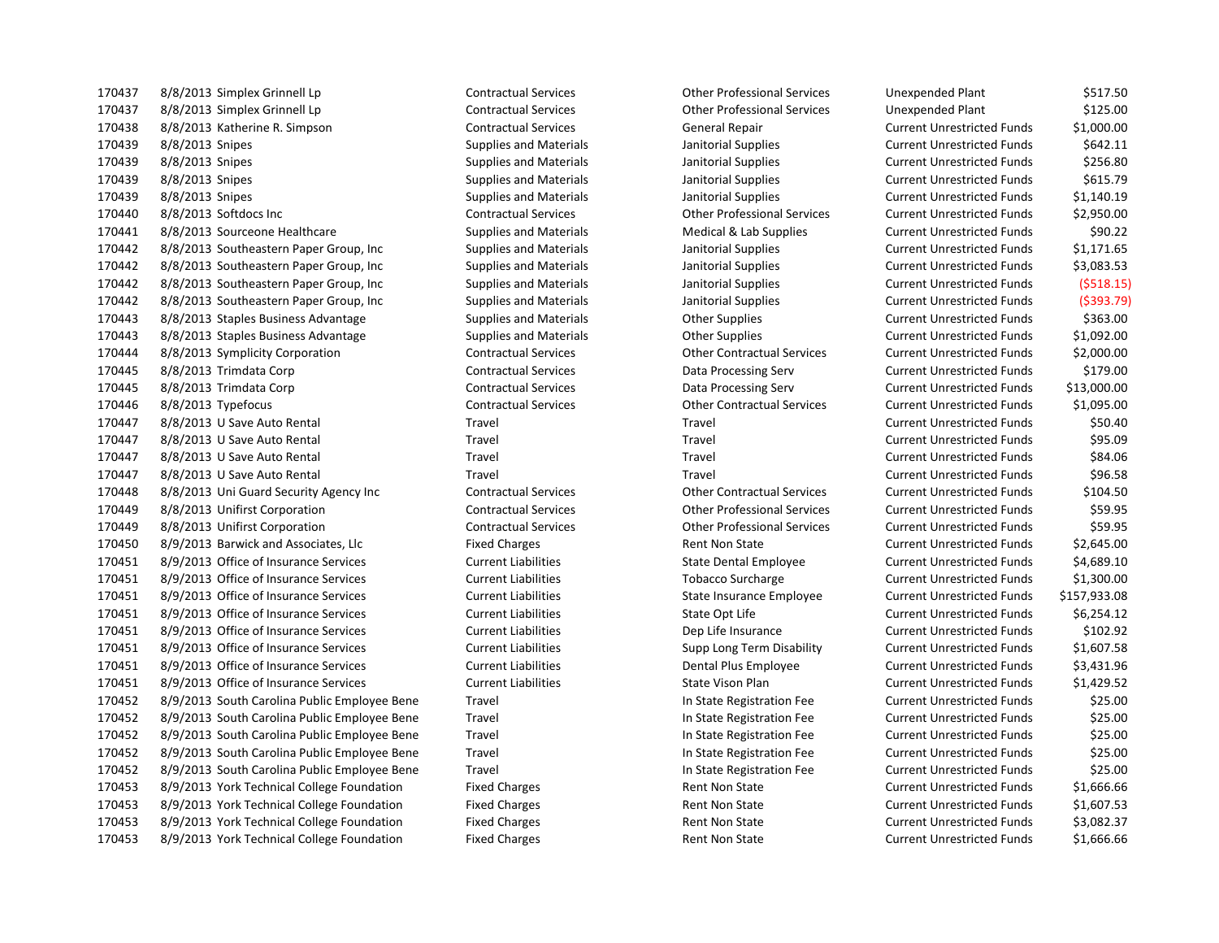| | | | | | | |
|---|---|---|---|---|---|---|
| 170437 | 8/8/2013 | Simplex Grinnell Lp | Contractual Services | Other Professional Services | Unexpended Plant | $517.50 |
| 170437 | 8/8/2013 | Simplex Grinnell Lp | Contractual Services | Other Professional Services | Unexpended Plant | $125.00 |
| 170438 | 8/8/2013 | Katherine R. Simpson | Contractual Services | General Repair | Current Unrestricted Funds | $1,000.00 |
| 170439 | 8/8/2013 | Snipes | Supplies and Materials | Janitorial Supplies | Current Unrestricted Funds | $642.11 |
| 170439 | 8/8/2013 | Snipes | Supplies and Materials | Janitorial Supplies | Current Unrestricted Funds | $256.80 |
| 170439 | 8/8/2013 | Snipes | Supplies and Materials | Janitorial Supplies | Current Unrestricted Funds | $615.79 |
| 170439 | 8/8/2013 | Snipes | Supplies and Materials | Janitorial Supplies | Current Unrestricted Funds | $1,140.19 |
| 170440 | 8/8/2013 | Softdocs Inc | Contractual Services | Other Professional Services | Current Unrestricted Funds | $2,950.00 |
| 170441 | 8/8/2013 | Sourceone Healthcare | Supplies and Materials | Medical & Lab Supplies | Current Unrestricted Funds | $90.22 |
| 170442 | 8/8/2013 | Southeastern Paper Group, Inc | Supplies and Materials | Janitorial Supplies | Current Unrestricted Funds | $1,171.65 |
| 170442 | 8/8/2013 | Southeastern Paper Group, Inc | Supplies and Materials | Janitorial Supplies | Current Unrestricted Funds | $3,083.53 |
| 170442 | 8/8/2013 | Southeastern Paper Group, Inc | Supplies and Materials | Janitorial Supplies | Current Unrestricted Funds | ($518.15) |
| 170442 | 8/8/2013 | Southeastern Paper Group, Inc | Supplies and Materials | Janitorial Supplies | Current Unrestricted Funds | ($393.79) |
| 170443 | 8/8/2013 | Staples Business Advantage | Supplies and Materials | Other Supplies | Current Unrestricted Funds | $363.00 |
| 170443 | 8/8/2013 | Staples Business Advantage | Supplies and Materials | Other Supplies | Current Unrestricted Funds | $1,092.00 |
| 170444 | 8/8/2013 | Symplicity Corporation | Contractual Services | Other Contractual Services | Current Unrestricted Funds | $2,000.00 |
| 170445 | 8/8/2013 | Trimdata Corp | Contractual Services | Data Processing Serv | Current Unrestricted Funds | $179.00 |
| 170445 | 8/8/2013 | Trimdata Corp | Contractual Services | Data Processing Serv | Current Unrestricted Funds | $13,000.00 |
| 170446 | 8/8/2013 | Typefocus | Contractual Services | Other Contractual Services | Current Unrestricted Funds | $1,095.00 |
| 170447 | 8/8/2013 | U Save Auto Rental | Travel | Travel | Current Unrestricted Funds | $50.40 |
| 170447 | 8/8/2013 | U Save Auto Rental | Travel | Travel | Current Unrestricted Funds | $95.09 |
| 170447 | 8/8/2013 | U Save Auto Rental | Travel | Travel | Current Unrestricted Funds | $84.06 |
| 170447 | 8/8/2013 | U Save Auto Rental | Travel | Travel | Current Unrestricted Funds | $96.58 |
| 170448 | 8/8/2013 | Uni Guard Security Agency Inc | Contractual Services | Other Contractual Services | Current Unrestricted Funds | $104.50 |
| 170449 | 8/8/2013 | Unifirst Corporation | Contractual Services | Other Professional Services | Current Unrestricted Funds | $59.95 |
| 170449 | 8/8/2013 | Unifirst Corporation | Contractual Services | Other Professional Services | Current Unrestricted Funds | $59.95 |
| 170450 | 8/9/2013 | Barwick and Associates, Llc | Fixed Charges | Rent Non State | Current Unrestricted Funds | $2,645.00 |
| 170451 | 8/9/2013 | Office of Insurance Services | Current Liabilities | State Dental Employee | Current Unrestricted Funds | $4,689.10 |
| 170451 | 8/9/2013 | Office of Insurance Services | Current Liabilities | Tobacco Surcharge | Current Unrestricted Funds | $1,300.00 |
| 170451 | 8/9/2013 | Office of Insurance Services | Current Liabilities | State Insurance Employee | Current Unrestricted Funds | $157,933.08 |
| 170451 | 8/9/2013 | Office of Insurance Services | Current Liabilities | State Opt Life | Current Unrestricted Funds | $6,254.12 |
| 170451 | 8/9/2013 | Office of Insurance Services | Current Liabilities | Dep Life Insurance | Current Unrestricted Funds | $102.92 |
| 170451 | 8/9/2013 | Office of Insurance Services | Current Liabilities | Supp Long Term Disability | Current Unrestricted Funds | $1,607.58 |
| 170451 | 8/9/2013 | Office of Insurance Services | Current Liabilities | Dental Plus Employee | Current Unrestricted Funds | $3,431.96 |
| 170451 | 8/9/2013 | Office of Insurance Services | Current Liabilities | State Vison Plan | Current Unrestricted Funds | $1,429.52 |
| 170452 | 8/9/2013 | South Carolina Public Employee Bene | Travel | In State Registration Fee | Current Unrestricted Funds | $25.00 |
| 170452 | 8/9/2013 | South Carolina Public Employee Bene | Travel | In State Registration Fee | Current Unrestricted Funds | $25.00 |
| 170452 | 8/9/2013 | South Carolina Public Employee Bene | Travel | In State Registration Fee | Current Unrestricted Funds | $25.00 |
| 170452 | 8/9/2013 | South Carolina Public Employee Bene | Travel | In State Registration Fee | Current Unrestricted Funds | $25.00 |
| 170452 | 8/9/2013 | South Carolina Public Employee Bene | Travel | In State Registration Fee | Current Unrestricted Funds | $25.00 |
| 170453 | 8/9/2013 | York Technical College Foundation | Fixed Charges | Rent Non State | Current Unrestricted Funds | $1,666.66 |
| 170453 | 8/9/2013 | York Technical College Foundation | Fixed Charges | Rent Non State | Current Unrestricted Funds | $1,607.53 |
| 170453 | 8/9/2013 | York Technical College Foundation | Fixed Charges | Rent Non State | Current Unrestricted Funds | $3,082.37 |
| 170453 | 8/9/2013 | York Technical College Foundation | Fixed Charges | Rent Non State | Current Unrestricted Funds | $1,666.66 |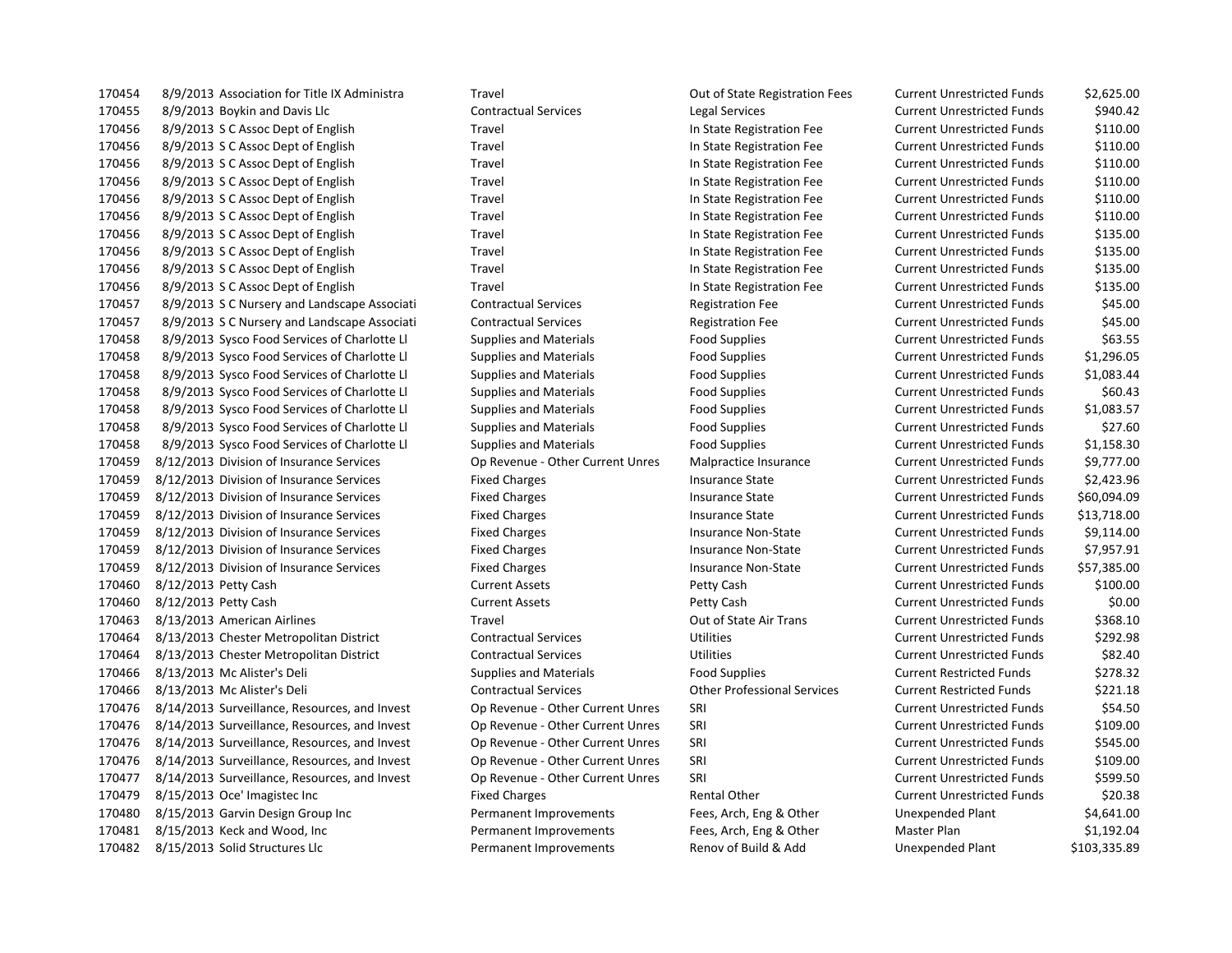| | | | | | | |
|---|---|---|---|---|---|---|
| 170454 | 8/9/2013 | Association for Title IX Administra | Travel | Out of State Registration Fees | Current Unrestricted Funds | $2,625.00 |
| 170455 | 8/9/2013 | Boykin and Davis Llc | Contractual Services | Legal Services | Current Unrestricted Funds | $940.42 |
| 170456 | 8/9/2013 | S C Assoc Dept of English | Travel | In State Registration Fee | Current Unrestricted Funds | $110.00 |
| 170456 | 8/9/2013 | S C Assoc Dept of English | Travel | In State Registration Fee | Current Unrestricted Funds | $110.00 |
| 170456 | 8/9/2013 | S C Assoc Dept of English | Travel | In State Registration Fee | Current Unrestricted Funds | $110.00 |
| 170456 | 8/9/2013 | S C Assoc Dept of English | Travel | In State Registration Fee | Current Unrestricted Funds | $110.00 |
| 170456 | 8/9/2013 | S C Assoc Dept of English | Travel | In State Registration Fee | Current Unrestricted Funds | $110.00 |
| 170456 | 8/9/2013 | S C Assoc Dept of English | Travel | In State Registration Fee | Current Unrestricted Funds | $110.00 |
| 170456 | 8/9/2013 | S C Assoc Dept of English | Travel | In State Registration Fee | Current Unrestricted Funds | $135.00 |
| 170456 | 8/9/2013 | S C Assoc Dept of English | Travel | In State Registration Fee | Current Unrestricted Funds | $135.00 |
| 170456 | 8/9/2013 | S C Assoc Dept of English | Travel | In State Registration Fee | Current Unrestricted Funds | $135.00 |
| 170456 | 8/9/2013 | S C Assoc Dept of English | Travel | In State Registration Fee | Current Unrestricted Funds | $135.00 |
| 170457 | 8/9/2013 | S C Nursery and Landscape Associati | Contractual Services | Registration Fee | Current Unrestricted Funds | $45.00 |
| 170457 | 8/9/2013 | S C Nursery and Landscape Associati | Contractual Services | Registration Fee | Current Unrestricted Funds | $45.00 |
| 170458 | 8/9/2013 | Sysco Food Services of Charlotte Ll | Supplies and Materials | Food Supplies | Current Unrestricted Funds | $63.55 |
| 170458 | 8/9/2013 | Sysco Food Services of Charlotte Ll | Supplies and Materials | Food Supplies | Current Unrestricted Funds | $1,296.05 |
| 170458 | 8/9/2013 | Sysco Food Services of Charlotte Ll | Supplies and Materials | Food Supplies | Current Unrestricted Funds | $1,083.44 |
| 170458 | 8/9/2013 | Sysco Food Services of Charlotte Ll | Supplies and Materials | Food Supplies | Current Unrestricted Funds | $60.43 |
| 170458 | 8/9/2013 | Sysco Food Services of Charlotte Ll | Supplies and Materials | Food Supplies | Current Unrestricted Funds | $1,083.57 |
| 170458 | 8/9/2013 | Sysco Food Services of Charlotte Ll | Supplies and Materials | Food Supplies | Current Unrestricted Funds | $27.60 |
| 170458 | 8/9/2013 | Sysco Food Services of Charlotte Ll | Supplies and Materials | Food Supplies | Current Unrestricted Funds | $1,158.30 |
| 170459 | 8/12/2013 | Division of Insurance Services | Op Revenue - Other Current Unres | Malpractice Insurance | Current Unrestricted Funds | $9,777.00 |
| 170459 | 8/12/2013 | Division of Insurance Services | Fixed Charges | Insurance State | Current Unrestricted Funds | $2,423.96 |
| 170459 | 8/12/2013 | Division of Insurance Services | Fixed Charges | Insurance State | Current Unrestricted Funds | $60,094.09 |
| 170459 | 8/12/2013 | Division of Insurance Services | Fixed Charges | Insurance State | Current Unrestricted Funds | $13,718.00 |
| 170459 | 8/12/2013 | Division of Insurance Services | Fixed Charges | Insurance Non-State | Current Unrestricted Funds | $9,114.00 |
| 170459 | 8/12/2013 | Division of Insurance Services | Fixed Charges | Insurance Non-State | Current Unrestricted Funds | $7,957.91 |
| 170459 | 8/12/2013 | Division of Insurance Services | Fixed Charges | Insurance Non-State | Current Unrestricted Funds | $57,385.00 |
| 170460 | 8/12/2013 | Petty Cash | Current Assets | Petty Cash | Current Unrestricted Funds | $100.00 |
| 170460 | 8/12/2013 | Petty Cash | Current Assets | Petty Cash | Current Unrestricted Funds | $0.00 |
| 170463 | 8/13/2013 | American Airlines | Travel | Out of State Air Trans | Current Unrestricted Funds | $368.10 |
| 170464 | 8/13/2013 | Chester Metropolitan District | Contractual Services | Utilities | Current Unrestricted Funds | $292.98 |
| 170464 | 8/13/2013 | Chester Metropolitan District | Contractual Services | Utilities | Current Unrestricted Funds | $82.40 |
| 170466 | 8/13/2013 | Mc Alister's Deli | Supplies and Materials | Food Supplies | Current Restricted Funds | $278.32 |
| 170466 | 8/13/2013 | Mc Alister's Deli | Contractual Services | Other Professional Services | Current Restricted Funds | $221.18 |
| 170476 | 8/14/2013 | Surveillance, Resources, and Invest | Op Revenue - Other Current Unres | SRI | Current Unrestricted Funds | $54.50 |
| 170476 | 8/14/2013 | Surveillance, Resources, and Invest | Op Revenue - Other Current Unres | SRI | Current Unrestricted Funds | $109.00 |
| 170476 | 8/14/2013 | Surveillance, Resources, and Invest | Op Revenue - Other Current Unres | SRI | Current Unrestricted Funds | $545.00 |
| 170476 | 8/14/2013 | Surveillance, Resources, and Invest | Op Revenue - Other Current Unres | SRI | Current Unrestricted Funds | $109.00 |
| 170477 | 8/14/2013 | Surveillance, Resources, and Invest | Op Revenue - Other Current Unres | SRI | Current Unrestricted Funds | $599.50 |
| 170479 | 8/15/2013 | Oce' Imagistec Inc | Fixed Charges | Rental Other | Current Unrestricted Funds | $20.38 |
| 170480 | 8/15/2013 | Garvin Design Group Inc | Permanent Improvements | Fees, Arch, Eng & Other | Unexpended Plant | $4,641.00 |
| 170481 | 8/15/2013 | Keck and Wood, Inc | Permanent Improvements | Fees, Arch, Eng & Other | Master Plan | $1,192.04 |
| 170482 | 8/15/2013 | Solid Structures Llc | Permanent Improvements | Renov of Build & Add | Unexpended Plant | $103,335.89 |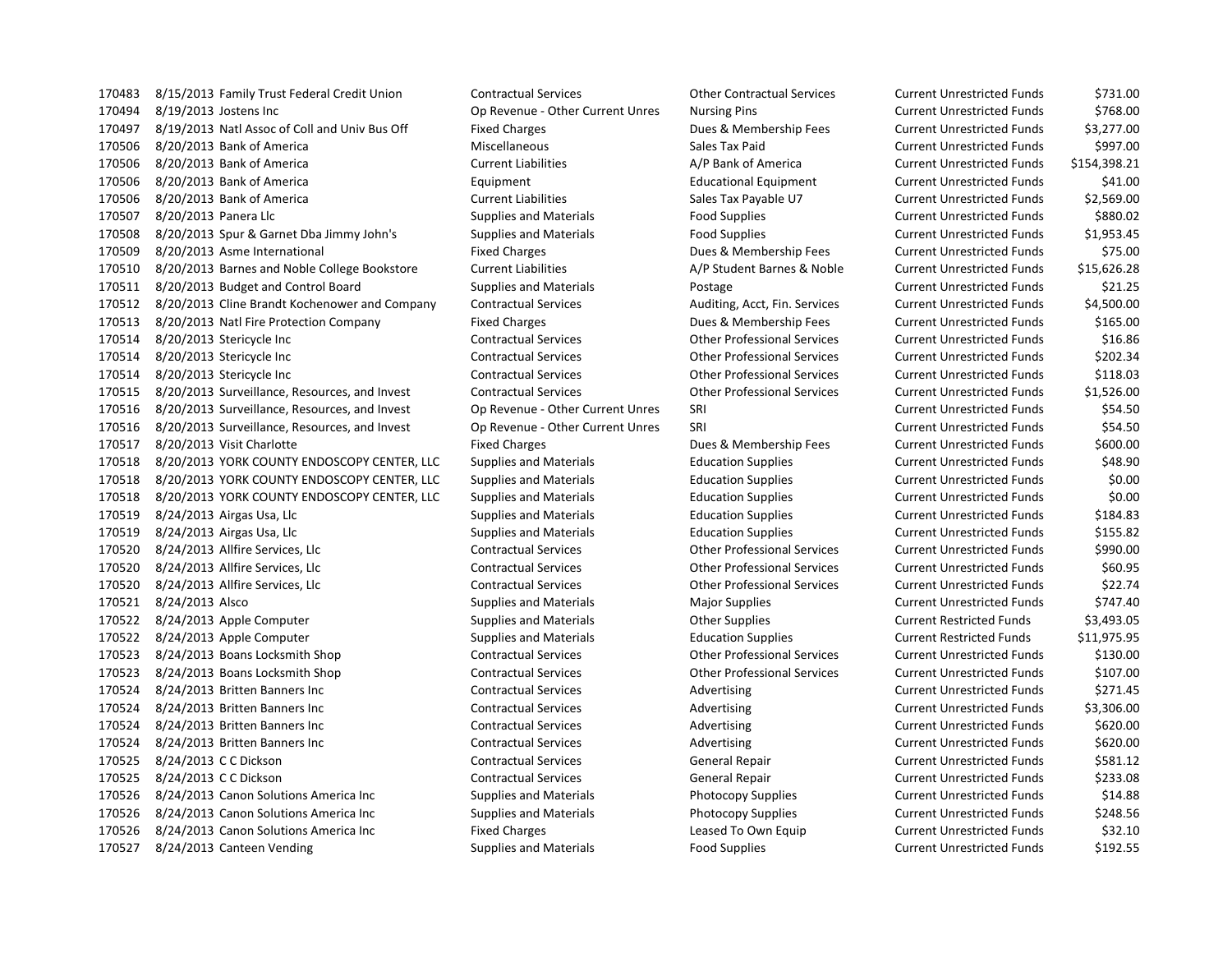| | | | | | | |
|---|---|---|---|---|---|---|
| 170483 | 8/15/2013 | Family Trust Federal Credit Union | Contractual Services | Other Contractual Services | Current Unrestricted Funds | $731.00 |
| 170494 | 8/19/2013 | Jostens Inc | Op Revenue - Other Current Unres | Nursing Pins | Current Unrestricted Funds | $768.00 |
| 170497 | 8/19/2013 | Natl Assoc of Coll and Univ Bus Off | Fixed Charges | Dues & Membership Fees | Current Unrestricted Funds | $3,277.00 |
| 170506 | 8/20/2013 | Bank of America | Miscellaneous | Sales Tax Paid | Current Unrestricted Funds | $997.00 |
| 170506 | 8/20/2013 | Bank of America | Current Liabilities | A/P Bank of America | Current Unrestricted Funds | $154,398.21 |
| 170506 | 8/20/2013 | Bank of America | Equipment | Educational Equipment | Current Unrestricted Funds | $41.00 |
| 170506 | 8/20/2013 | Bank of America | Current Liabilities | Sales Tax Payable U7 | Current Unrestricted Funds | $2,569.00 |
| 170507 | 8/20/2013 | Panera Llc | Supplies and Materials | Food Supplies | Current Unrestricted Funds | $880.02 |
| 170508 | 8/20/2013 | Spur & Garnet Dba Jimmy John's | Supplies and Materials | Food Supplies | Current Unrestricted Funds | $1,953.45 |
| 170509 | 8/20/2013 | Asme International | Fixed Charges | Dues & Membership Fees | Current Unrestricted Funds | $75.00 |
| 170510 | 8/20/2013 | Barnes and Noble College Bookstore | Current Liabilities | A/P Student Barnes & Noble | Current Unrestricted Funds | $15,626.28 |
| 170511 | 8/20/2013 | Budget and Control Board | Supplies and Materials | Postage | Current Unrestricted Funds | $21.25 |
| 170512 | 8/20/2013 | Cline Brandt Kochenower and Company | Contractual Services | Auditing, Acct, Fin. Services | Current Unrestricted Funds | $4,500.00 |
| 170513 | 8/20/2013 | Natl Fire Protection Company | Fixed Charges | Dues & Membership Fees | Current Unrestricted Funds | $165.00 |
| 170514 | 8/20/2013 | Stericycle Inc | Contractual Services | Other Professional Services | Current Unrestricted Funds | $16.86 |
| 170514 | 8/20/2013 | Stericycle Inc | Contractual Services | Other Professional Services | Current Unrestricted Funds | $202.34 |
| 170514 | 8/20/2013 | Stericycle Inc | Contractual Services | Other Professional Services | Current Unrestricted Funds | $118.03 |
| 170515 | 8/20/2013 | Surveillance, Resources, and Invest | Contractual Services | Other Professional Services | Current Unrestricted Funds | $1,526.00 |
| 170516 | 8/20/2013 | Surveillance, Resources, and Invest | Op Revenue - Other Current Unres | SRI | Current Unrestricted Funds | $54.50 |
| 170516 | 8/20/2013 | Surveillance, Resources, and Invest | Op Revenue - Other Current Unres | SRI | Current Unrestricted Funds | $54.50 |
| 170517 | 8/20/2013 | Visit Charlotte | Fixed Charges | Dues & Membership Fees | Current Unrestricted Funds | $600.00 |
| 170518 | 8/20/2013 | YORK COUNTY ENDOSCOPY CENTER, LLC | Supplies and Materials | Education Supplies | Current Unrestricted Funds | $48.90 |
| 170518 | 8/20/2013 | YORK COUNTY ENDOSCOPY CENTER, LLC | Supplies and Materials | Education Supplies | Current Unrestricted Funds | $0.00 |
| 170518 | 8/20/2013 | YORK COUNTY ENDOSCOPY CENTER, LLC | Supplies and Materials | Education Supplies | Current Unrestricted Funds | $0.00 |
| 170519 | 8/24/2013 | Airgas Usa, Llc | Supplies and Materials | Education Supplies | Current Unrestricted Funds | $184.83 |
| 170519 | 8/24/2013 | Airgas Usa, Llc | Supplies and Materials | Education Supplies | Current Unrestricted Funds | $155.82 |
| 170520 | 8/24/2013 | Allfire Services, Llc | Contractual Services | Other Professional Services | Current Unrestricted Funds | $990.00 |
| 170520 | 8/24/2013 | Allfire Services, Llc | Contractual Services | Other Professional Services | Current Unrestricted Funds | $60.95 |
| 170520 | 8/24/2013 | Allfire Services, Llc | Contractual Services | Other Professional Services | Current Unrestricted Funds | $22.74 |
| 170521 | 8/24/2013 | Alsco | Supplies and Materials | Major Supplies | Current Unrestricted Funds | $747.40 |
| 170522 | 8/24/2013 | Apple Computer | Supplies and Materials | Other Supplies | Current Restricted Funds | $3,493.05 |
| 170522 | 8/24/2013 | Apple Computer | Supplies and Materials | Education Supplies | Current Restricted Funds | $11,975.95 |
| 170523 | 8/24/2013 | Boans Locksmith Shop | Contractual Services | Other Professional Services | Current Unrestricted Funds | $130.00 |
| 170523 | 8/24/2013 | Boans Locksmith Shop | Contractual Services | Other Professional Services | Current Unrestricted Funds | $107.00 |
| 170524 | 8/24/2013 | Britten Banners Inc | Contractual Services | Advertising | Current Unrestricted Funds | $271.45 |
| 170524 | 8/24/2013 | Britten Banners Inc | Contractual Services | Advertising | Current Unrestricted Funds | $3,306.00 |
| 170524 | 8/24/2013 | Britten Banners Inc | Contractual Services | Advertising | Current Unrestricted Funds | $620.00 |
| 170524 | 8/24/2013 | Britten Banners Inc | Contractual Services | Advertising | Current Unrestricted Funds | $620.00 |
| 170525 | 8/24/2013 | C C Dickson | Contractual Services | General Repair | Current Unrestricted Funds | $581.12 |
| 170525 | 8/24/2013 | C C Dickson | Contractual Services | General Repair | Current Unrestricted Funds | $233.08 |
| 170526 | 8/24/2013 | Canon Solutions America Inc | Supplies and Materials | Photocopy Supplies | Current Unrestricted Funds | $14.88 |
| 170526 | 8/24/2013 | Canon Solutions America Inc | Supplies and Materials | Photocopy Supplies | Current Unrestricted Funds | $248.56 |
| 170526 | 8/24/2013 | Canon Solutions America Inc | Fixed Charges | Leased To Own Equip | Current Unrestricted Funds | $32.10 |
| 170527 | 8/24/2013 | Canteen Vending | Supplies and Materials | Food Supplies | Current Unrestricted Funds | $192.55 |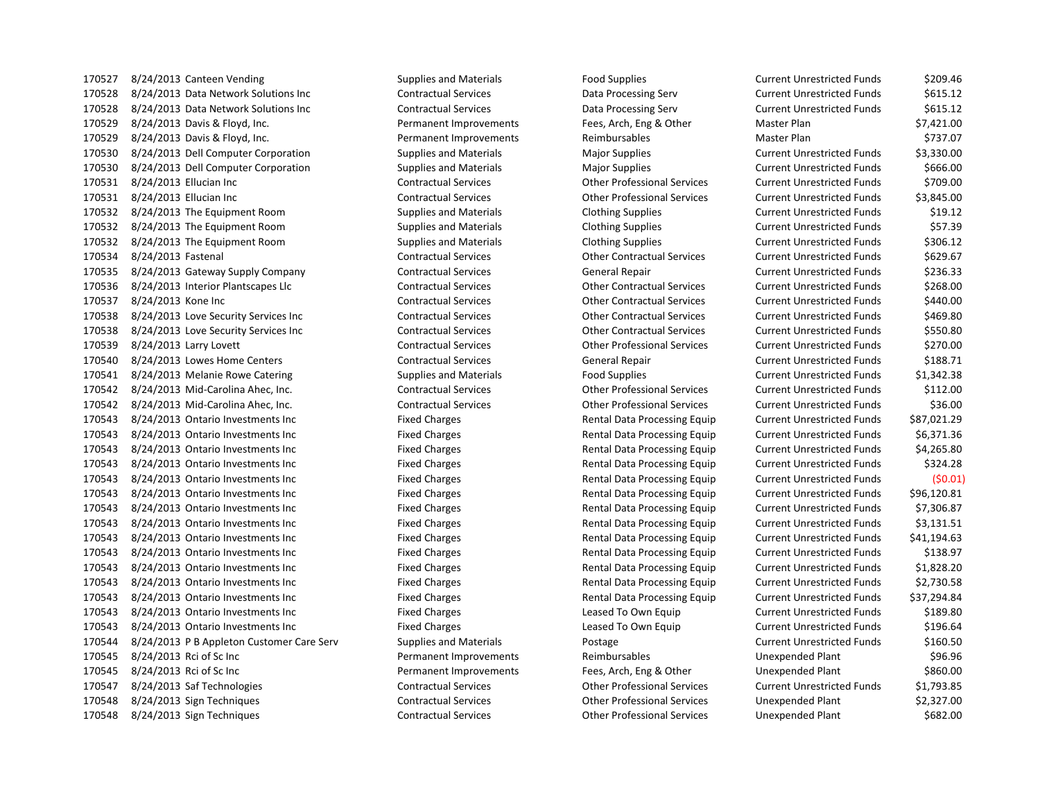| | | | | | | |
|---|---|---|---|---|---|---|
| 170527 | 8/24/2013 | Canteen Vending | Supplies and Materials | Food Supplies | Current Unrestricted Funds | $209.46 |
| 170528 | 8/24/2013 | Data Network Solutions Inc | Contractual Services | Data Processing Serv | Current Unrestricted Funds | $615.12 |
| 170528 | 8/24/2013 | Data Network Solutions Inc | Contractual Services | Data Processing Serv | Current Unrestricted Funds | $615.12 |
| 170529 | 8/24/2013 | Davis & Floyd, Inc. | Permanent Improvements | Fees, Arch, Eng & Other | Master Plan | $7,421.00 |
| 170529 | 8/24/2013 | Davis & Floyd, Inc. | Permanent Improvements | Reimbursables | Master Plan | $737.07 |
| 170530 | 8/24/2013 | Dell Computer Corporation | Supplies and Materials | Major Supplies | Current Unrestricted Funds | $3,330.00 |
| 170530 | 8/24/2013 | Dell Computer Corporation | Supplies and Materials | Major Supplies | Current Unrestricted Funds | $666.00 |
| 170531 | 8/24/2013 | Ellucian Inc | Contractual Services | Other Professional Services | Current Unrestricted Funds | $709.00 |
| 170531 | 8/24/2013 | Ellucian Inc | Contractual Services | Other Professional Services | Current Unrestricted Funds | $3,845.00 |
| 170532 | 8/24/2013 | The Equipment Room | Supplies and Materials | Clothing Supplies | Current Unrestricted Funds | $19.12 |
| 170532 | 8/24/2013 | The Equipment Room | Supplies and Materials | Clothing Supplies | Current Unrestricted Funds | $57.39 |
| 170532 | 8/24/2013 | The Equipment Room | Supplies and Materials | Clothing Supplies | Current Unrestricted Funds | $306.12 |
| 170534 | 8/24/2013 | Fastenal | Contractual Services | Other Contractual Services | Current Unrestricted Funds | $629.67 |
| 170535 | 8/24/2013 | Gateway Supply Company | Contractual Services | General Repair | Current Unrestricted Funds | $236.33 |
| 170536 | 8/24/2013 | Interior Plantscapes Llc | Contractual Services | Other Contractual Services | Current Unrestricted Funds | $268.00 |
| 170537 | 8/24/2013 | Kone Inc | Contractual Services | Other Contractual Services | Current Unrestricted Funds | $440.00 |
| 170538 | 8/24/2013 | Love Security Services Inc | Contractual Services | Other Contractual Services | Current Unrestricted Funds | $469.80 |
| 170538 | 8/24/2013 | Love Security Services Inc | Contractual Services | Other Contractual Services | Current Unrestricted Funds | $550.80 |
| 170539 | 8/24/2013 | Larry Lovett | Contractual Services | Other Professional Services | Current Unrestricted Funds | $270.00 |
| 170540 | 8/24/2013 | Lowes Home Centers | Contractual Services | General Repair | Current Unrestricted Funds | $188.71 |
| 170541 | 8/24/2013 | Melanie Rowe Catering | Supplies and Materials | Food Supplies | Current Unrestricted Funds | $1,342.38 |
| 170542 | 8/24/2013 | Mid-Carolina Ahec, Inc. | Contractual Services | Other Professional Services | Current Unrestricted Funds | $112.00 |
| 170542 | 8/24/2013 | Mid-Carolina Ahec, Inc. | Contractual Services | Other Professional Services | Current Unrestricted Funds | $36.00 |
| 170543 | 8/24/2013 | Ontario Investments Inc | Fixed Charges | Rental Data Processing Equip | Current Unrestricted Funds | $87,021.29 |
| 170543 | 8/24/2013 | Ontario Investments Inc | Fixed Charges | Rental Data Processing Equip | Current Unrestricted Funds | $6,371.36 |
| 170543 | 8/24/2013 | Ontario Investments Inc | Fixed Charges | Rental Data Processing Equip | Current Unrestricted Funds | $4,265.80 |
| 170543 | 8/24/2013 | Ontario Investments Inc | Fixed Charges | Rental Data Processing Equip | Current Unrestricted Funds | $324.28 |
| 170543 | 8/24/2013 | Ontario Investments Inc | Fixed Charges | Rental Data Processing Equip | Current Unrestricted Funds | ($0.01) |
| 170543 | 8/24/2013 | Ontario Investments Inc | Fixed Charges | Rental Data Processing Equip | Current Unrestricted Funds | $96,120.81 |
| 170543 | 8/24/2013 | Ontario Investments Inc | Fixed Charges | Rental Data Processing Equip | Current Unrestricted Funds | $7,306.87 |
| 170543 | 8/24/2013 | Ontario Investments Inc | Fixed Charges | Rental Data Processing Equip | Current Unrestricted Funds | $3,131.51 |
| 170543 | 8/24/2013 | Ontario Investments Inc | Fixed Charges | Rental Data Processing Equip | Current Unrestricted Funds | $41,194.63 |
| 170543 | 8/24/2013 | Ontario Investments Inc | Fixed Charges | Rental Data Processing Equip | Current Unrestricted Funds | $138.97 |
| 170543 | 8/24/2013 | Ontario Investments Inc | Fixed Charges | Rental Data Processing Equip | Current Unrestricted Funds | $1,828.20 |
| 170543 | 8/24/2013 | Ontario Investments Inc | Fixed Charges | Rental Data Processing Equip | Current Unrestricted Funds | $2,730.58 |
| 170543 | 8/24/2013 | Ontario Investments Inc | Fixed Charges | Rental Data Processing Equip | Current Unrestricted Funds | $37,294.84 |
| 170543 | 8/24/2013 | Ontario Investments Inc | Fixed Charges | Leased To Own Equip | Current Unrestricted Funds | $189.80 |
| 170543 | 8/24/2013 | Ontario Investments Inc | Fixed Charges | Leased To Own Equip | Current Unrestricted Funds | $196.64 |
| 170544 | 8/24/2013 | P B Appleton Customer Care Serv | Supplies and Materials | Postage | Current Unrestricted Funds | $160.50 |
| 170545 | 8/24/2013 | Rci of Sc Inc | Permanent Improvements | Reimbursables | Unexpended Plant | $96.96 |
| 170545 | 8/24/2013 | Rci of Sc Inc | Permanent Improvements | Fees, Arch, Eng & Other | Unexpended Plant | $860.00 |
| 170547 | 8/24/2013 | Saf Technologies | Contractual Services | Other Professional Services | Current Unrestricted Funds | $1,793.85 |
| 170548 | 8/24/2013 | Sign Techniques | Contractual Services | Other Professional Services | Unexpended Plant | $2,327.00 |
| 170548 | 8/24/2013 | Sign Techniques | Contractual Services | Other Professional Services | Unexpended Plant | $682.00 |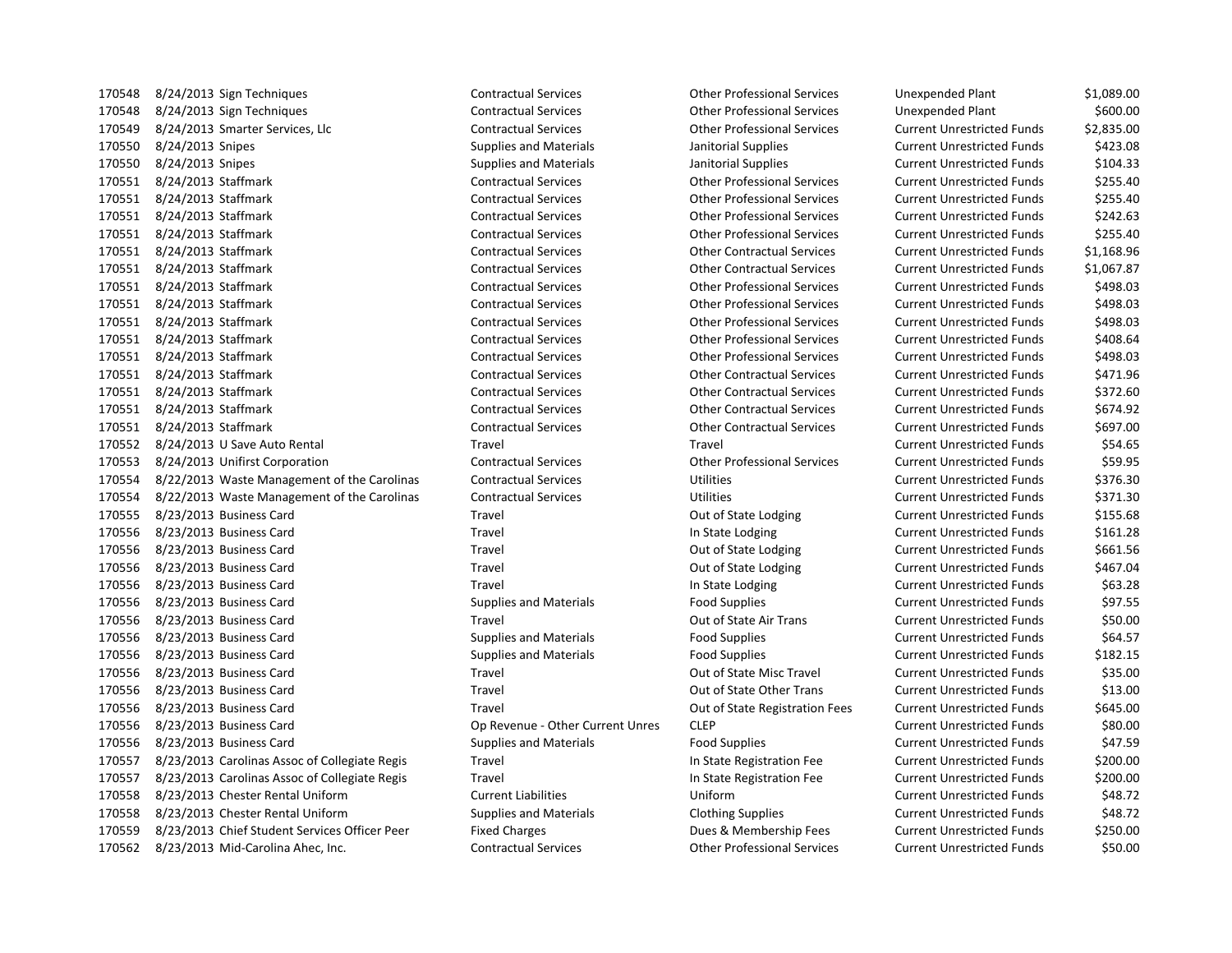| | | | | | | |
|---|---|---|---|---|---|---|
| 170548 | 8/24/2013 | Sign Techniques | Contractual Services | Other Professional Services | Unexpended Plant | $1,089.00 |
| 170548 | 8/24/2013 | Sign Techniques | Contractual Services | Other Professional Services | Unexpended Plant | $600.00 |
| 170549 | 8/24/2013 | Smarter Services, Llc | Contractual Services | Other Professional Services | Current Unrestricted Funds | $2,835.00 |
| 170550 | 8/24/2013 | Snipes | Supplies and Materials | Janitorial Supplies | Current Unrestricted Funds | $423.08 |
| 170550 | 8/24/2013 | Snipes | Supplies and Materials | Janitorial Supplies | Current Unrestricted Funds | $104.33 |
| 170551 | 8/24/2013 | Staffmark | Contractual Services | Other Professional Services | Current Unrestricted Funds | $255.40 |
| 170551 | 8/24/2013 | Staffmark | Contractual Services | Other Professional Services | Current Unrestricted Funds | $255.40 |
| 170551 | 8/24/2013 | Staffmark | Contractual Services | Other Professional Services | Current Unrestricted Funds | $242.63 |
| 170551 | 8/24/2013 | Staffmark | Contractual Services | Other Professional Services | Current Unrestricted Funds | $255.40 |
| 170551 | 8/24/2013 | Staffmark | Contractual Services | Other Contractual Services | Current Unrestricted Funds | $1,168.96 |
| 170551 | 8/24/2013 | Staffmark | Contractual Services | Other Contractual Services | Current Unrestricted Funds | $1,067.87 |
| 170551 | 8/24/2013 | Staffmark | Contractual Services | Other Professional Services | Current Unrestricted Funds | $498.03 |
| 170551 | 8/24/2013 | Staffmark | Contractual Services | Other Professional Services | Current Unrestricted Funds | $498.03 |
| 170551 | 8/24/2013 | Staffmark | Contractual Services | Other Professional Services | Current Unrestricted Funds | $498.03 |
| 170551 | 8/24/2013 | Staffmark | Contractual Services | Other Professional Services | Current Unrestricted Funds | $408.64 |
| 170551 | 8/24/2013 | Staffmark | Contractual Services | Other Professional Services | Current Unrestricted Funds | $498.03 |
| 170551 | 8/24/2013 | Staffmark | Contractual Services | Other Contractual Services | Current Unrestricted Funds | $471.96 |
| 170551 | 8/24/2013 | Staffmark | Contractual Services | Other Contractual Services | Current Unrestricted Funds | $372.60 |
| 170551 | 8/24/2013 | Staffmark | Contractual Services | Other Contractual Services | Current Unrestricted Funds | $674.92 |
| 170551 | 8/24/2013 | Staffmark | Contractual Services | Other Contractual Services | Current Unrestricted Funds | $697.00 |
| 170552 | 8/24/2013 | U Save Auto Rental | Travel | Travel | Current Unrestricted Funds | $54.65 |
| 170553 | 8/24/2013 | Unifirst Corporation | Contractual Services | Other Professional Services | Current Unrestricted Funds | $59.95 |
| 170554 | 8/22/2013 | Waste Management of the Carolinas | Contractual Services | Utilities | Current Unrestricted Funds | $376.30 |
| 170554 | 8/22/2013 | Waste Management of the Carolinas | Contractual Services | Utilities | Current Unrestricted Funds | $371.30 |
| 170555 | 8/23/2013 | Business Card | Travel | Out of State Lodging | Current Unrestricted Funds | $155.68 |
| 170556 | 8/23/2013 | Business Card | Travel | In State Lodging | Current Unrestricted Funds | $161.28 |
| 170556 | 8/23/2013 | Business Card | Travel | Out of State Lodging | Current Unrestricted Funds | $661.56 |
| 170556 | 8/23/2013 | Business Card | Travel | Out of State Lodging | Current Unrestricted Funds | $467.04 |
| 170556 | 8/23/2013 | Business Card | Travel | In State Lodging | Current Unrestricted Funds | $63.28 |
| 170556 | 8/23/2013 | Business Card | Supplies and Materials | Food Supplies | Current Unrestricted Funds | $97.55 |
| 170556 | 8/23/2013 | Business Card | Travel | Out of State Air Trans | Current Unrestricted Funds | $50.00 |
| 170556 | 8/23/2013 | Business Card | Supplies and Materials | Food Supplies | Current Unrestricted Funds | $64.57 |
| 170556 | 8/23/2013 | Business Card | Supplies and Materials | Food Supplies | Current Unrestricted Funds | $182.15 |
| 170556 | 8/23/2013 | Business Card | Travel | Out of State Misc Travel | Current Unrestricted Funds | $35.00 |
| 170556 | 8/23/2013 | Business Card | Travel | Out of State Other Trans | Current Unrestricted Funds | $13.00 |
| 170556 | 8/23/2013 | Business Card | Travel | Out of State Registration Fees | Current Unrestricted Funds | $645.00 |
| 170556 | 8/23/2013 | Business Card | Op Revenue - Other Current Unres | CLEP | Current Unrestricted Funds | $80.00 |
| 170556 | 8/23/2013 | Business Card | Supplies and Materials | Food Supplies | Current Unrestricted Funds | $47.59 |
| 170557 | 8/23/2013 | Carolinas Assoc of Collegiate Regis | Travel | In State Registration Fee | Current Unrestricted Funds | $200.00 |
| 170557 | 8/23/2013 | Carolinas Assoc of Collegiate Regis | Travel | In State Registration Fee | Current Unrestricted Funds | $200.00 |
| 170558 | 8/23/2013 | Chester Rental Uniform | Current Liabilities | Uniform | Current Unrestricted Funds | $48.72 |
| 170558 | 8/23/2013 | Chester Rental Uniform | Supplies and Materials | Clothing Supplies | Current Unrestricted Funds | $48.72 |
| 170559 | 8/23/2013 | Chief Student Services Officer Peer | Fixed Charges | Dues & Membership Fees | Current Unrestricted Funds | $250.00 |
| 170562 | 8/23/2013 | Mid-Carolina Ahec, Inc. | Contractual Services | Other Professional Services | Current Unrestricted Funds | $50.00 |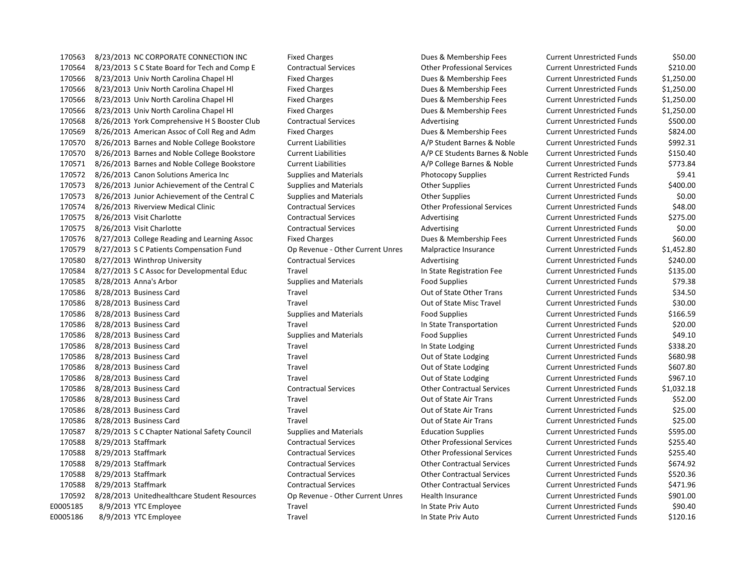| | | | | | | |
|---|---|---|---|---|---|---|
| 170563 | 8/23/2013 | NC CORPORATE CONNECTION INC | Fixed Charges | Dues & Membership Fees | Current Unrestricted Funds | $50.00 |
| 170564 | 8/23/2013 | S C State Board for Tech and Comp E | Contractual Services | Other Professional Services | Current Unrestricted Funds | $210.00 |
| 170566 | 8/23/2013 | Univ North Carolina Chapel Hl | Fixed Charges | Dues & Membership Fees | Current Unrestricted Funds | $1,250.00 |
| 170566 | 8/23/2013 | Univ North Carolina Chapel Hl | Fixed Charges | Dues & Membership Fees | Current Unrestricted Funds | $1,250.00 |
| 170566 | 8/23/2013 | Univ North Carolina Chapel Hl | Fixed Charges | Dues & Membership Fees | Current Unrestricted Funds | $1,250.00 |
| 170566 | 8/23/2013 | Univ North Carolina Chapel Hl | Fixed Charges | Dues & Membership Fees | Current Unrestricted Funds | $1,250.00 |
| 170568 | 8/26/2013 | York Comprehensive H S Booster Club | Contractual Services | Advertising | Current Unrestricted Funds | $500.00 |
| 170569 | 8/26/2013 | American Assoc of Coll Reg and Adm | Fixed Charges | Dues & Membership Fees | Current Unrestricted Funds | $824.00 |
| 170570 | 8/26/2013 | Barnes and Noble College Bookstore | Current Liabilities | A/P Student Barnes & Noble | Current Unrestricted Funds | $992.31 |
| 170570 | 8/26/2013 | Barnes and Noble College Bookstore | Current Liabilities | A/P CE Students Barnes & Noble | Current Unrestricted Funds | $150.40 |
| 170571 | 8/26/2013 | Barnes and Noble College Bookstore | Current Liabilities | A/P College Barnes & Noble | Current Unrestricted Funds | $773.84 |
| 170572 | 8/26/2013 | Canon Solutions America Inc | Supplies and Materials | Photocopy Supplies | Current Restricted Funds | $9.41 |
| 170573 | 8/26/2013 | Junior Achievement of the Central C | Supplies and Materials | Other Supplies | Current Unrestricted Funds | $400.00 |
| 170573 | 8/26/2013 | Junior Achievement of the Central C | Supplies and Materials | Other Supplies | Current Unrestricted Funds | $0.00 |
| 170574 | 8/26/2013 | Riverview Medical Clinic | Contractual Services | Other Professional Services | Current Unrestricted Funds | $48.00 |
| 170575 | 8/26/2013 | Visit Charlotte | Contractual Services | Advertising | Current Unrestricted Funds | $275.00 |
| 170575 | 8/26/2013 | Visit Charlotte | Contractual Services | Advertising | Current Unrestricted Funds | $0.00 |
| 170576 | 8/27/2013 | College Reading and Learning Assoc | Fixed Charges | Dues & Membership Fees | Current Unrestricted Funds | $60.00 |
| 170579 | 8/27/2013 | S C Patients Compensation Fund | Op Revenue - Other Current Unres | Malpractice Insurance | Current Unrestricted Funds | $1,452.80 |
| 170580 | 8/27/2013 | Winthrop University | Contractual Services | Advertising | Current Unrestricted Funds | $240.00 |
| 170584 | 8/27/2013 | S C Assoc for Developmental Educ | Travel | In State Registration Fee | Current Unrestricted Funds | $135.00 |
| 170585 | 8/28/2013 | Anna's Arbor | Supplies and Materials | Food Supplies | Current Unrestricted Funds | $79.38 |
| 170586 | 8/28/2013 | Business Card | Travel | Out of State Other Trans | Current Unrestricted Funds | $34.50 |
| 170586 | 8/28/2013 | Business Card | Travel | Out of State Misc Travel | Current Unrestricted Funds | $30.00 |
| 170586 | 8/28/2013 | Business Card | Supplies and Materials | Food Supplies | Current Unrestricted Funds | $166.59 |
| 170586 | 8/28/2013 | Business Card | Travel | In State Transportation | Current Unrestricted Funds | $20.00 |
| 170586 | 8/28/2013 | Business Card | Supplies and Materials | Food Supplies | Current Unrestricted Funds | $49.10 |
| 170586 | 8/28/2013 | Business Card | Travel | In State Lodging | Current Unrestricted Funds | $338.20 |
| 170586 | 8/28/2013 | Business Card | Travel | Out of State Lodging | Current Unrestricted Funds | $680.98 |
| 170586 | 8/28/2013 | Business Card | Travel | Out of State Lodging | Current Unrestricted Funds | $607.80 |
| 170586 | 8/28/2013 | Business Card | Travel | Out of State Lodging | Current Unrestricted Funds | $967.10 |
| 170586 | 8/28/2013 | Business Card | Contractual Services | Other Contractual Services | Current Unrestricted Funds | $1,032.18 |
| 170586 | 8/28/2013 | Business Card | Travel | Out of State Air Trans | Current Unrestricted Funds | $52.00 |
| 170586 | 8/28/2013 | Business Card | Travel | Out of State Air Trans | Current Unrestricted Funds | $25.00 |
| 170586 | 8/28/2013 | Business Card | Travel | Out of State Air Trans | Current Unrestricted Funds | $25.00 |
| 170587 | 8/29/2013 | S C Chapter National Safety Council | Supplies and Materials | Education Supplies | Current Unrestricted Funds | $595.00 |
| 170588 | 8/29/2013 | Staffmark | Contractual Services | Other Professional Services | Current Unrestricted Funds | $255.40 |
| 170588 | 8/29/2013 | Staffmark | Contractual Services | Other Professional Services | Current Unrestricted Funds | $255.40 |
| 170588 | 8/29/2013 | Staffmark | Contractual Services | Other Contractual Services | Current Unrestricted Funds | $674.92 |
| 170588 | 8/29/2013 | Staffmark | Contractual Services | Other Contractual Services | Current Unrestricted Funds | $520.36 |
| 170588 | 8/29/2013 | Staffmark | Contractual Services | Other Contractual Services | Current Unrestricted Funds | $471.96 |
| 170592 | 8/28/2013 | Unitedhealthcare Student Resources | Op Revenue - Other Current Unres | Health Insurance | Current Unrestricted Funds | $901.00 |
| E0005185 | 8/9/2013 | YTC Employee | Travel | In State Priv Auto | Current Unrestricted Funds | $90.40 |
| E0005186 | 8/9/2013 | YTC Employee | Travel | In State Priv Auto | Current Unrestricted Funds | $120.16 |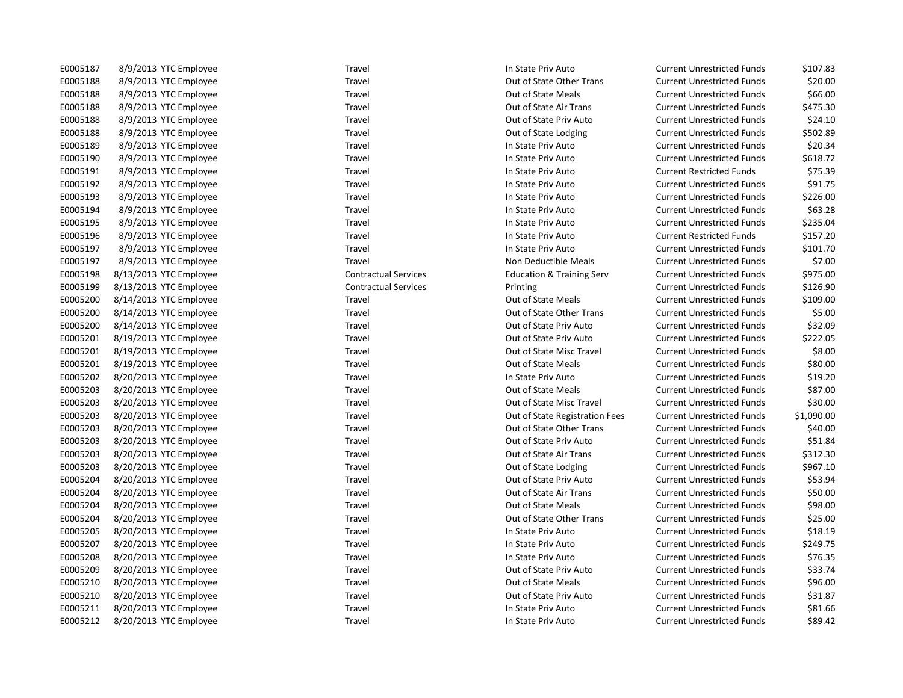| | | | | | | |
|---|---|---|---|---|---|---|
| E0005187 | 8/9/2013 | YTC Employee | Travel | In State Priv Auto | Current Unrestricted Funds | $107.83 |
| E0005188 | 8/9/2013 | YTC Employee | Travel | Out of State Other Trans | Current Unrestricted Funds | $20.00 |
| E0005188 | 8/9/2013 | YTC Employee | Travel | Out of State Meals | Current Unrestricted Funds | $66.00 |
| E0005188 | 8/9/2013 | YTC Employee | Travel | Out of State Air Trans | Current Unrestricted Funds | $475.30 |
| E0005188 | 8/9/2013 | YTC Employee | Travel | Out of State Priv Auto | Current Unrestricted Funds | $24.10 |
| E0005188 | 8/9/2013 | YTC Employee | Travel | Out of State Lodging | Current Unrestricted Funds | $502.89 |
| E0005189 | 8/9/2013 | YTC Employee | Travel | In State Priv Auto | Current Unrestricted Funds | $20.34 |
| E0005190 | 8/9/2013 | YTC Employee | Travel | In State Priv Auto | Current Unrestricted Funds | $618.72 |
| E0005191 | 8/9/2013 | YTC Employee | Travel | In State Priv Auto | Current Restricted Funds | $75.39 |
| E0005192 | 8/9/2013 | YTC Employee | Travel | In State Priv Auto | Current Unrestricted Funds | $91.75 |
| E0005193 | 8/9/2013 | YTC Employee | Travel | In State Priv Auto | Current Unrestricted Funds | $226.00 |
| E0005194 | 8/9/2013 | YTC Employee | Travel | In State Priv Auto | Current Unrestricted Funds | $63.28 |
| E0005195 | 8/9/2013 | YTC Employee | Travel | In State Priv Auto | Current Unrestricted Funds | $235.04 |
| E0005196 | 8/9/2013 | YTC Employee | Travel | In State Priv Auto | Current Restricted Funds | $157.20 |
| E0005197 | 8/9/2013 | YTC Employee | Travel | In State Priv Auto | Current Unrestricted Funds | $101.70 |
| E0005197 | 8/9/2013 | YTC Employee | Travel | Non Deductible Meals | Current Unrestricted Funds | $7.00 |
| E0005198 | 8/13/2013 | YTC Employee | Contractual Services | Education & Training Serv | Current Unrestricted Funds | $975.00 |
| E0005199 | 8/13/2013 | YTC Employee | Contractual Services | Printing | Current Unrestricted Funds | $126.90 |
| E0005200 | 8/14/2013 | YTC Employee | Travel | Out of State Meals | Current Unrestricted Funds | $109.00 |
| E0005200 | 8/14/2013 | YTC Employee | Travel | Out of State Other Trans | Current Unrestricted Funds | $5.00 |
| E0005200 | 8/14/2013 | YTC Employee | Travel | Out of State Priv Auto | Current Unrestricted Funds | $32.09 |
| E0005201 | 8/19/2013 | YTC Employee | Travel | Out of State Priv Auto | Current Unrestricted Funds | $222.05 |
| E0005201 | 8/19/2013 | YTC Employee | Travel | Out of State Misc Travel | Current Unrestricted Funds | $8.00 |
| E0005201 | 8/19/2013 | YTC Employee | Travel | Out of State Meals | Current Unrestricted Funds | $80.00 |
| E0005202 | 8/20/2013 | YTC Employee | Travel | In State Priv Auto | Current Unrestricted Funds | $19.20 |
| E0005203 | 8/20/2013 | YTC Employee | Travel | Out of State Meals | Current Unrestricted Funds | $87.00 |
| E0005203 | 8/20/2013 | YTC Employee | Travel | Out of State Misc Travel | Current Unrestricted Funds | $30.00 |
| E0005203 | 8/20/2013 | YTC Employee | Travel | Out of State Registration Fees | Current Unrestricted Funds | $1,090.00 |
| E0005203 | 8/20/2013 | YTC Employee | Travel | Out of State Other Trans | Current Unrestricted Funds | $40.00 |
| E0005203 | 8/20/2013 | YTC Employee | Travel | Out of State Priv Auto | Current Unrestricted Funds | $51.84 |
| E0005203 | 8/20/2013 | YTC Employee | Travel | Out of State Air Trans | Current Unrestricted Funds | $312.30 |
| E0005203 | 8/20/2013 | YTC Employee | Travel | Out of State Lodging | Current Unrestricted Funds | $967.10 |
| E0005204 | 8/20/2013 | YTC Employee | Travel | Out of State Priv Auto | Current Unrestricted Funds | $53.94 |
| E0005204 | 8/20/2013 | YTC Employee | Travel | Out of State Air Trans | Current Unrestricted Funds | $50.00 |
| E0005204 | 8/20/2013 | YTC Employee | Travel | Out of State Meals | Current Unrestricted Funds | $98.00 |
| E0005204 | 8/20/2013 | YTC Employee | Travel | Out of State Other Trans | Current Unrestricted Funds | $25.00 |
| E0005205 | 8/20/2013 | YTC Employee | Travel | In State Priv Auto | Current Unrestricted Funds | $18.19 |
| E0005207 | 8/20/2013 | YTC Employee | Travel | In State Priv Auto | Current Unrestricted Funds | $249.75 |
| E0005208 | 8/20/2013 | YTC Employee | Travel | In State Priv Auto | Current Unrestricted Funds | $76.35 |
| E0005209 | 8/20/2013 | YTC Employee | Travel | Out of State Priv Auto | Current Unrestricted Funds | $33.74 |
| E0005210 | 8/20/2013 | YTC Employee | Travel | Out of State Meals | Current Unrestricted Funds | $96.00 |
| E0005210 | 8/20/2013 | YTC Employee | Travel | Out of State Priv Auto | Current Unrestricted Funds | $31.87 |
| E0005211 | 8/20/2013 | YTC Employee | Travel | In State Priv Auto | Current Unrestricted Funds | $81.66 |
| E0005212 | 8/20/2013 | YTC Employee | Travel | In State Priv Auto | Current Unrestricted Funds | $89.42 |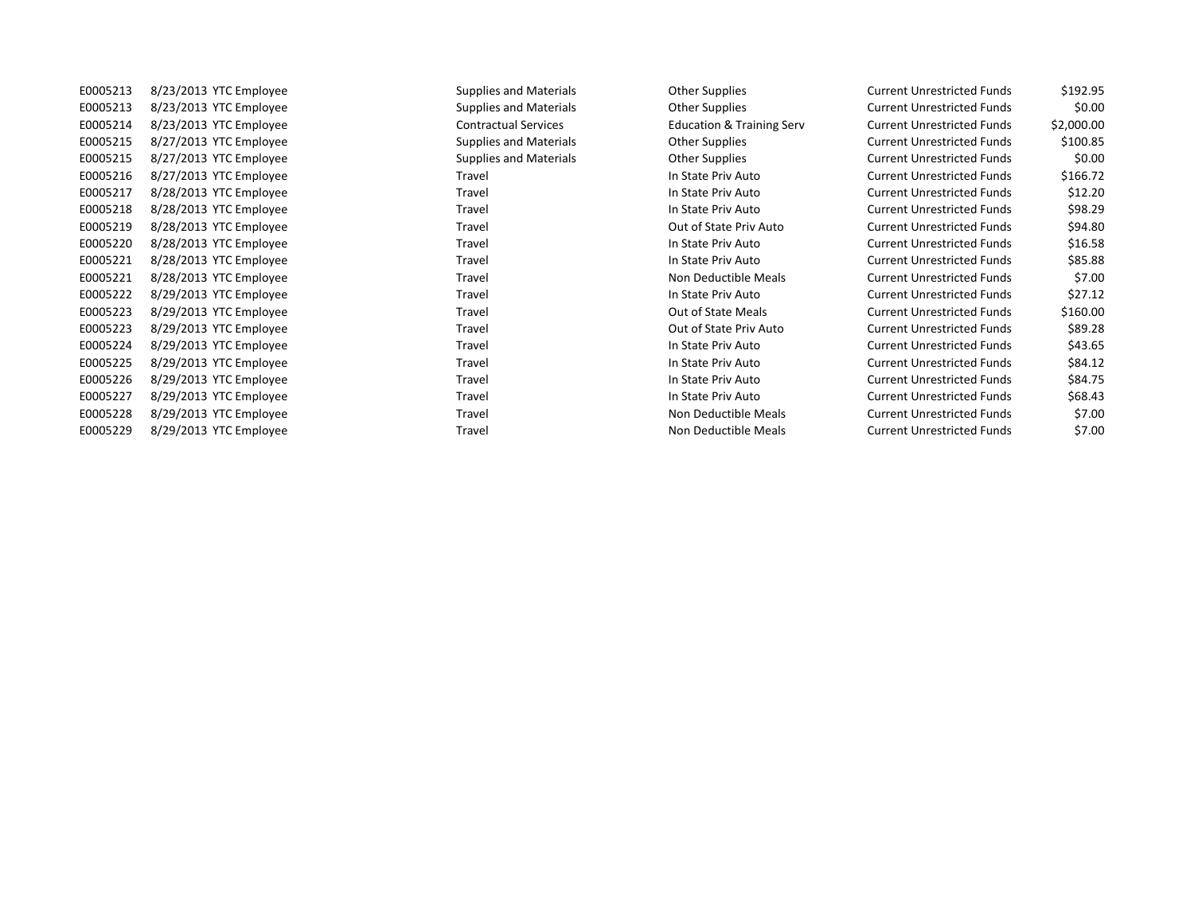| | | | | | | |
|---|---|---|---|---|---|---|
| E0005213 | 8/23/2013 | YTC Employee | Supplies and Materials | Other Supplies | Current Unrestricted Funds | $192.95 |
| E0005213 | 8/23/2013 | YTC Employee | Supplies and Materials | Other Supplies | Current Unrestricted Funds | $0.00 |
| E0005214 | 8/23/2013 | YTC Employee | Contractual Services | Education & Training Serv | Current Unrestricted Funds | $2,000.00 |
| E0005215 | 8/27/2013 | YTC Employee | Supplies and Materials | Other Supplies | Current Unrestricted Funds | $100.85 |
| E0005215 | 8/27/2013 | YTC Employee | Supplies and Materials | Other Supplies | Current Unrestricted Funds | $0.00 |
| E0005216 | 8/27/2013 | YTC Employee | Travel | In State Priv Auto | Current Unrestricted Funds | $166.72 |
| E0005217 | 8/28/2013 | YTC Employee | Travel | In State Priv Auto | Current Unrestricted Funds | $12.20 |
| E0005218 | 8/28/2013 | YTC Employee | Travel | In State Priv Auto | Current Unrestricted Funds | $98.29 |
| E0005219 | 8/28/2013 | YTC Employee | Travel | Out of State Priv Auto | Current Unrestricted Funds | $94.80 |
| E0005220 | 8/28/2013 | YTC Employee | Travel | In State Priv Auto | Current Unrestricted Funds | $16.58 |
| E0005221 | 8/28/2013 | YTC Employee | Travel | In State Priv Auto | Current Unrestricted Funds | $85.88 |
| E0005221 | 8/28/2013 | YTC Employee | Travel | Non Deductible Meals | Current Unrestricted Funds | $7.00 |
| E0005222 | 8/29/2013 | YTC Employee | Travel | In State Priv Auto | Current Unrestricted Funds | $27.12 |
| E0005223 | 8/29/2013 | YTC Employee | Travel | Out of State Meals | Current Unrestricted Funds | $160.00 |
| E0005223 | 8/29/2013 | YTC Employee | Travel | Out of State Priv Auto | Current Unrestricted Funds | $89.28 |
| E0005224 | 8/29/2013 | YTC Employee | Travel | In State Priv Auto | Current Unrestricted Funds | $43.65 |
| E0005225 | 8/29/2013 | YTC Employee | Travel | In State Priv Auto | Current Unrestricted Funds | $84.12 |
| E0005226 | 8/29/2013 | YTC Employee | Travel | In State Priv Auto | Current Unrestricted Funds | $84.75 |
| E0005227 | 8/29/2013 | YTC Employee | Travel | In State Priv Auto | Current Unrestricted Funds | $68.43 |
| E0005228 | 8/29/2013 | YTC Employee | Travel | Non Deductible Meals | Current Unrestricted Funds | $7.00 |
| E0005229 | 8/29/2013 | YTC Employee | Travel | Non Deductible Meals | Current Unrestricted Funds | $7.00 |